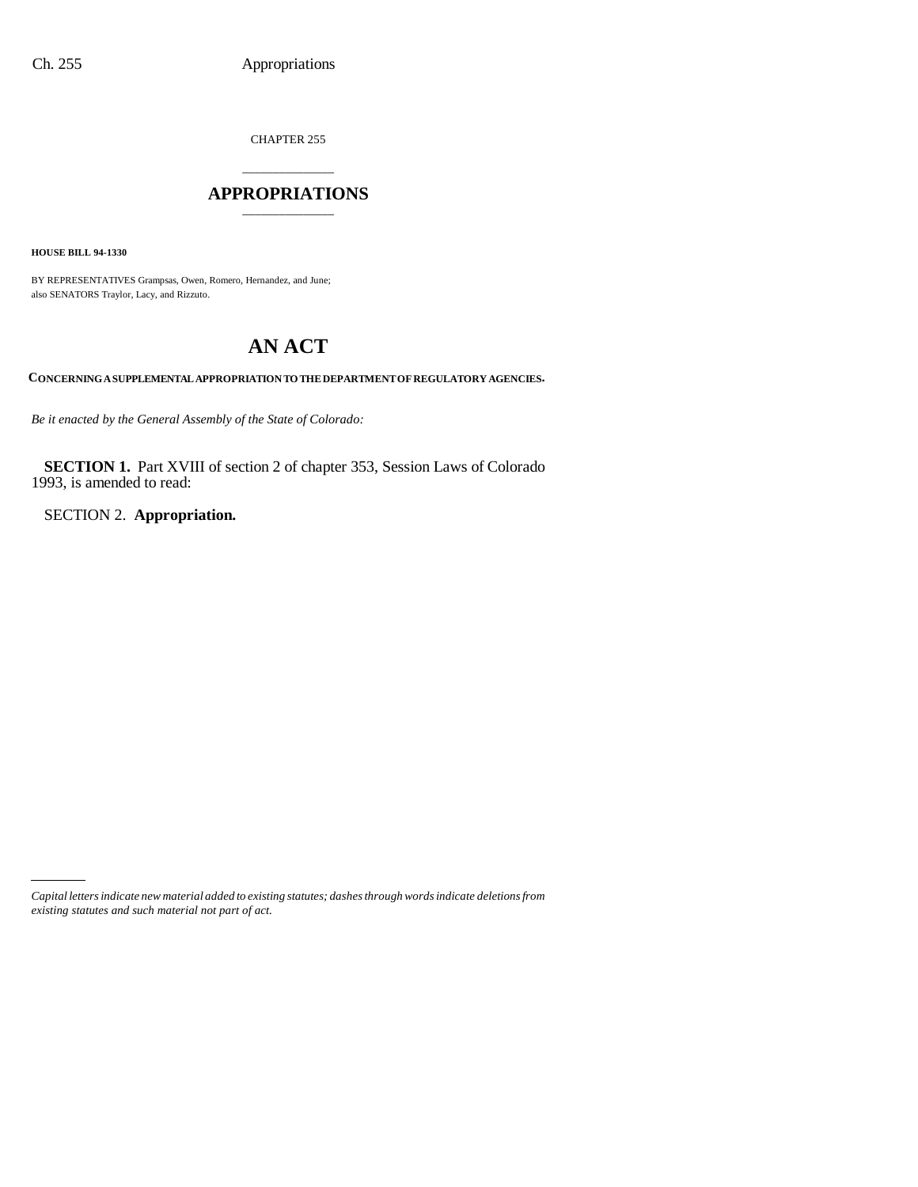CHAPTER 255

# APPROPRIATIONS

**HOUSE BILL 94-1330**

BY REPRESENTATIVES Grampsas, Owen, Romero, Hernandez, and June;
also SENATORS Traylor, Lacy, and Rizzuto.

# AN ACT

**CONCERNING A SUPPLEMENTAL APPROPRIATION TO THE DEPARTMENT OF REGULATORY AGENCIES.**

*Be it enacted by the General Assembly of the State of Colorado:*

**SECTION 1.** Part XVIII of section 2 of chapter 353, Session Laws of Colorado 1993, is amended to read:

SECTION 2. **Appropriation.**

---

*Capital letters indicate new material added to existing statutes; dashes through words indicate deletions from existing statutes and such material not part of act.*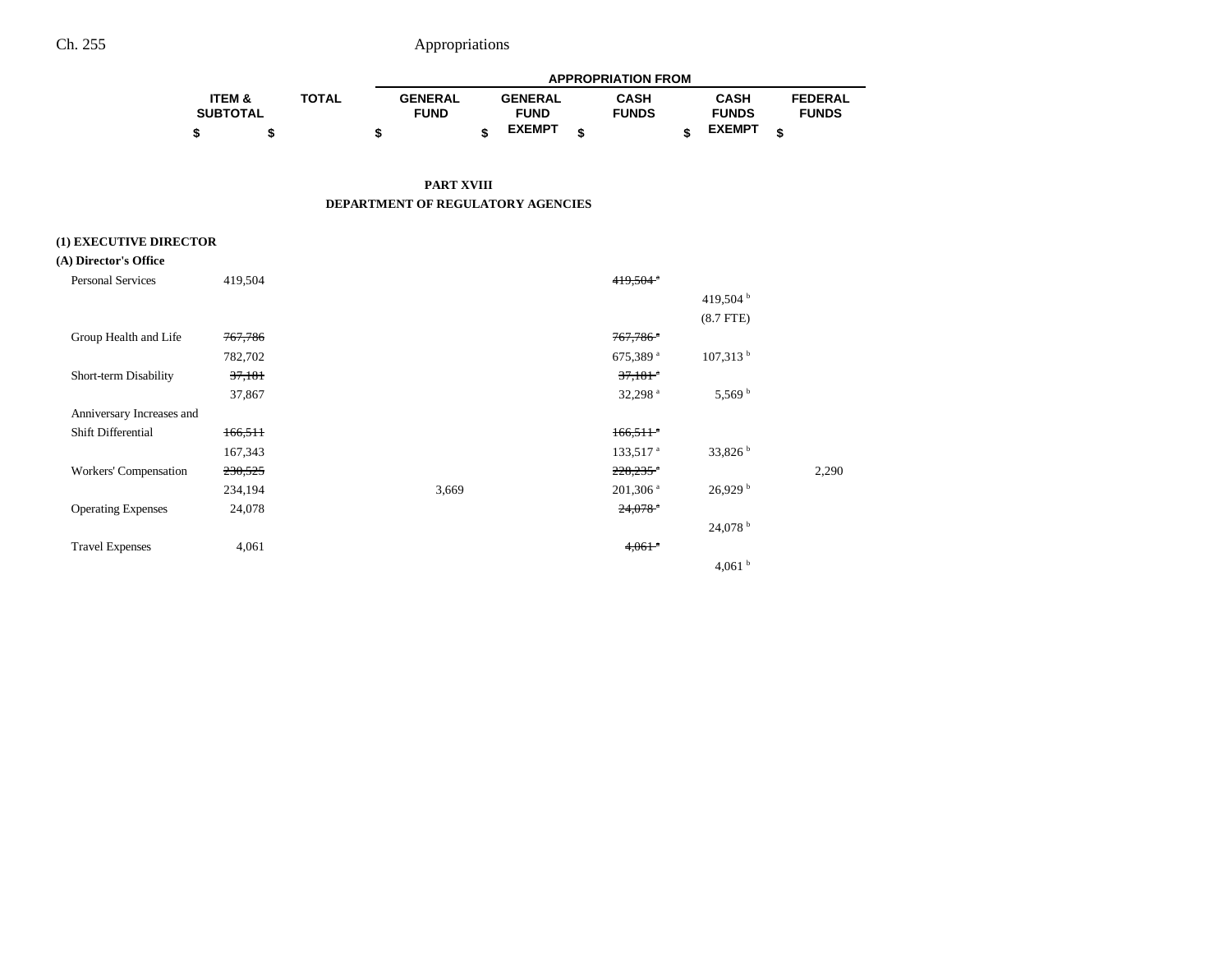|  | ITEM & SUBTOTAL | TOTAL | GENERAL FUND | GENERAL FUND EXEMPT | CASH FUNDS | CASH FUNDS EXEMPT | FEDERAL FUNDS |
|---|---|---|---|---|---|---|---|
|  | $ | $ | $ | $ | $ | $ | $ |

**PART XVIII**

**DEPARTMENT OF REGULATORY AGENCIES**

**(1) EXECUTIVE DIRECTOR**

**(A) Director's Office**

|  | ITEM & SUBTOTAL | TOTAL | GENERAL FUND | GENERAL FUND EXEMPT | CASH FUNDS | CASH FUNDS EXEMPT | FEDERAL FUNDS |
|---|---|---|---|---|---|---|---|
| Personal Services | 419,504 |  |  |  | ~~419,504 [a]~~ |  |  |
|  |  |  |  |  |  | 419,504 [b] |  |
|  |  |  |  |  |  | (8.7 FTE) |  |
| Group Health and Life | ~~767,786~~ |  |  |  | ~~767,786 [a]~~ |  |  |
|  | 782,702 |  |  |  | 675,389 [a] | 107,313 [b] |  |
| Short-term Disability | ~~37,181~~ |  |  |  | ~~37,181 [a]~~ |  |  |
|  | 37,867 |  |  |  | 32,298 [a] | 5,569 [b] |  |
| Anniversary Increases and Shift Differential | ~~166,511~~ |  |  |  | ~~166,511 [a]~~ |  |  |
|  | 167,343 |  |  |  | 133,517 [a] | 33,826 [b] |  |
| Workers' Compensation | ~~230,525~~ |  |  |  | ~~228,235 [a]~~ |  | 2,290 |
|  | 234,194 |  | 3,669 |  | 201,306 [a] | 26,929 [b] |  |
| Operating Expenses | 24,078 |  |  |  | ~~24,078 [a]~~ |  |  |
|  |  |  |  |  |  | 24,078 [b] |  |
| Travel Expenses | 4,061 |  |  |  | ~~4,061 [a]~~ |  |  |
|  |  |  |  |  |  | 4,061 [b] |  |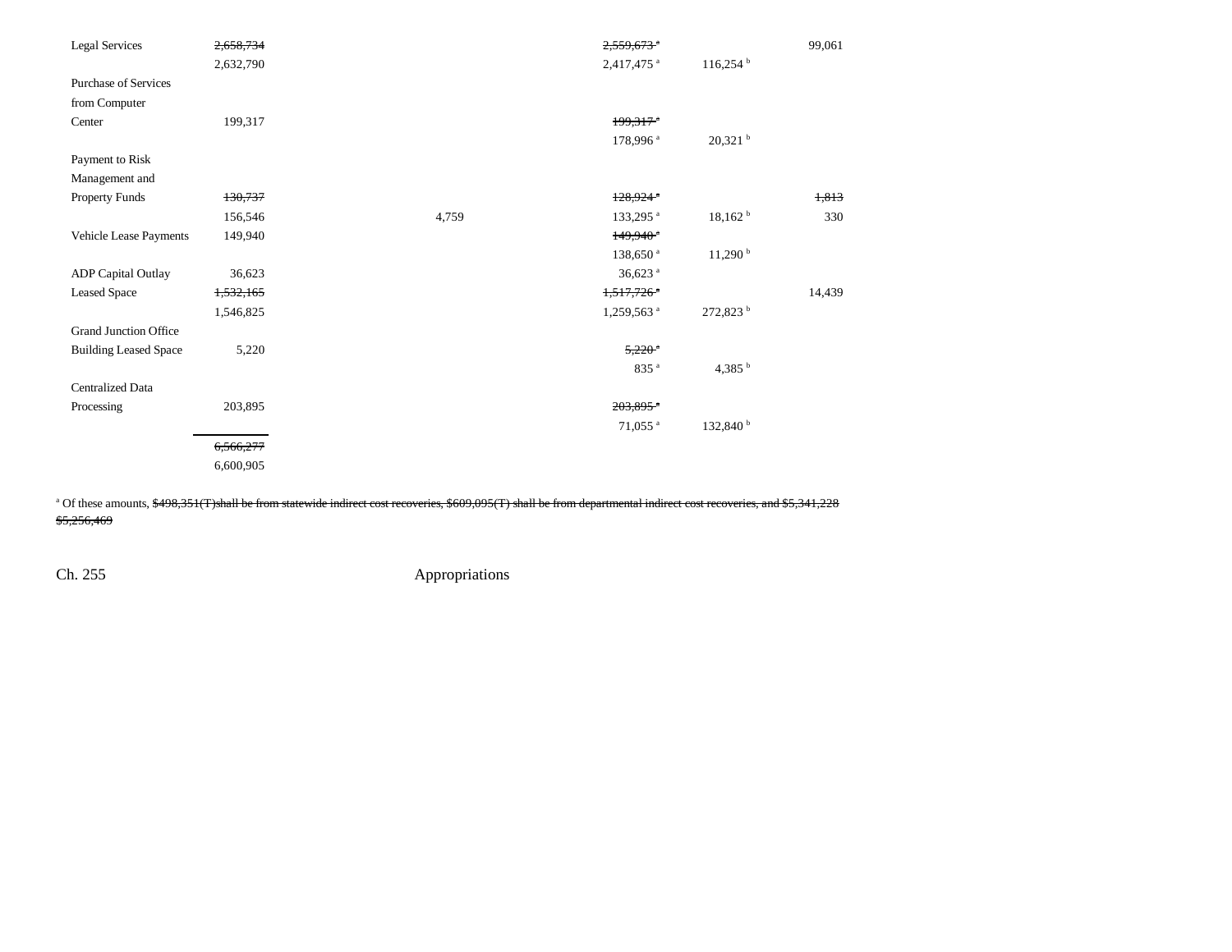| | Total | | | Cash Funds | Cash Funds Exempt | Federal Funds |
|---|---|---|---|---|---|---|
| Legal Services | ~~2,658,734~~ | | | ~~2,559,673~~[a] | | 99,061 |
| | 2,632,790 | | | 2,417,475[a] | 116,254[b] | |
| Purchase of Services from Computer Center | 199,317 | | | ~~199,317~~[a] | | |
| | | | | 178,996[a] | 20,321[b] | |
| Payment to Risk Management and Property Funds | ~~130,737~~ | | | ~~128,924~~[a] | | ~~1,813~~ |
| | 156,546 | | 4,759 | 133,295[a] | 18,162[b] | 330 |
| Vehicle Lease Payments | 149,940 | | | ~~149,940~~[a] | | |
| | | | | 138,650[a] | 11,290[b] | |
| ADP Capital Outlay | 36,623 | | | 36,623[a] | | |
| Leased Space | ~~1,532,165~~ | | | ~~1,517,726~~[a] | | 14,439 |
| | 1,546,825 | | | 1,259,563[a] | 272,823[b] | |
| Grand Junction Office Building Leased Space | 5,220 | | | ~~5,220~~[a] | | |
| | | | | 835[a] | 4,385[b] | |
| Centralized Data Processing | 203,895 | | | ~~203,895~~[a] | | |
| | | | | 71,055[a] | 132,840[b] | |
| | ~~6,566,277~~ | | | | | |
| | 6,600,905 | | | | | |

[a] Of these amounts, ~~$498,351(T)shall be from statewide indirect cost recoveries, $609,095(T) shall be from departmental indirect cost recoveries, and $5,341,228~~ ~~$5,256,469~~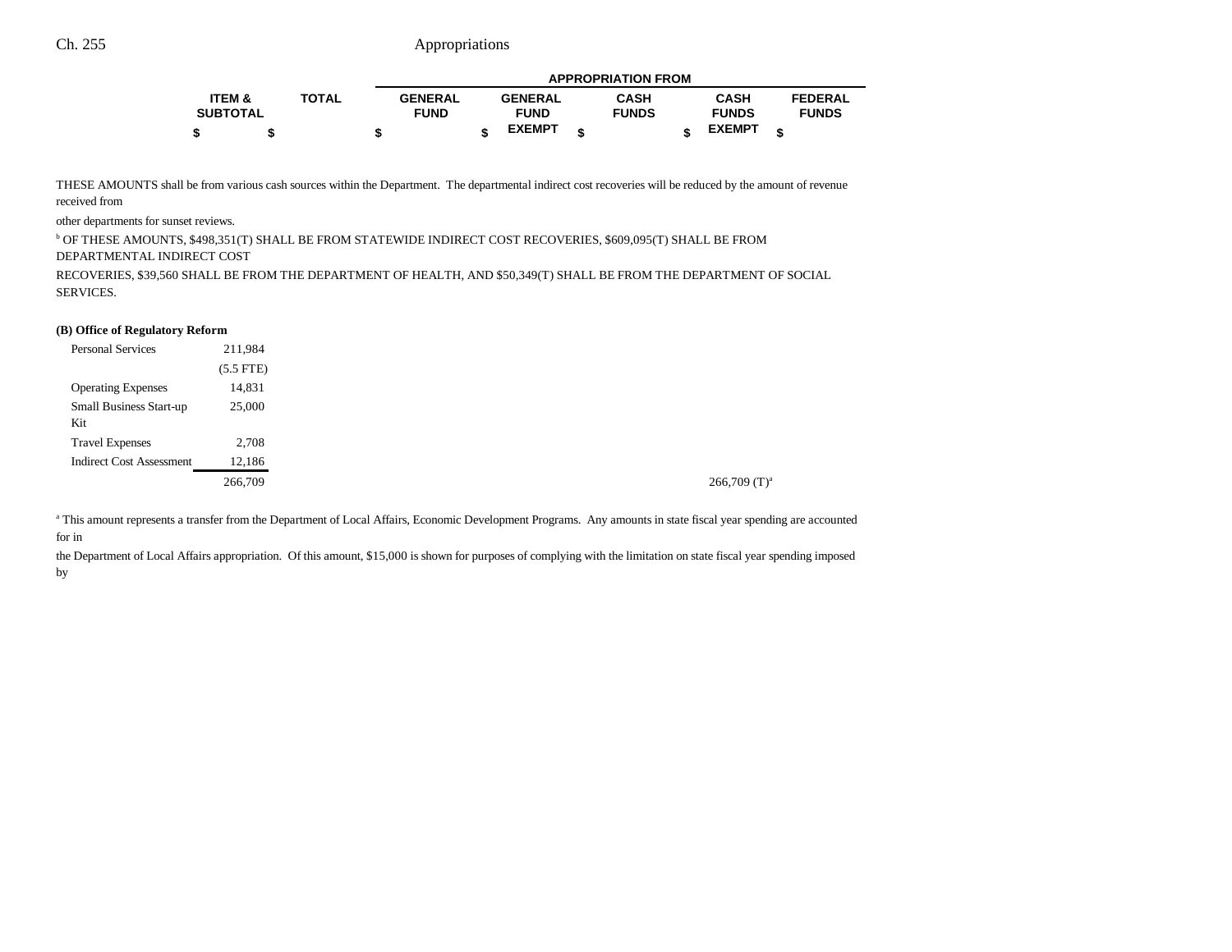| | ITEM & SUBTOTAL | TOTAL | GENERAL FUND | GENERAL FUND EXEMPT | CASH FUNDS | CASH FUNDS EXEMPT | FEDERAL FUNDS |
|---|---|---|---|---|---|---|---|
| | | | APPROPRIATION FROM | | | | |
| | $ | $ | $ | $ | $ | $ | $ |

THESE AMOUNTS shall be from various cash sources within the Department. The departmental indirect cost recoveries will be reduced by the amount of revenue received from other departments for sunset reviews.

[b] OF THESE AMOUNTS, $498,351(T) SHALL BE FROM STATEWIDE INDIRECT COST RECOVERIES, $609,095(T) SHALL BE FROM DEPARTMENTAL INDIRECT COST RECOVERIES, $39,560 SHALL BE FROM THE DEPARTMENT OF HEALTH, AND $50,349(T) SHALL BE FROM THE DEPARTMENT OF SOCIAL SERVICES.

**(B) Office of Regulatory Reform**

| | ITEM & SUBTOTAL | TOTAL | GENERAL FUND | GENERAL FUND EXEMPT | CASH FUNDS | CASH FUNDS EXEMPT | FEDERAL FUNDS |
|---|---|---|---|---|---|---|---|
| Personal Services | 211,984 | | | | | | |
| | (5.5 FTE) | | | | | | |
| Operating Expenses | 14,831 | | | | | | |
| Small Business Start-up Kit | 25,000 | | | | | | |
| Travel Expenses | 2,708 | | | | | | |
| Indirect Cost Assessment | 12,186 | | | | | | |
| | 266,709 | | | | | 266,709 (T)[a] | |

[a] This amount represents a transfer from the Department of Local Affairs, Economic Development Programs. Any amounts in state fiscal year spending are accounted for in the Department of Local Affairs appropriation. Of this amount, $15,000 is shown for purposes of complying with the limitation on state fiscal year spending imposed by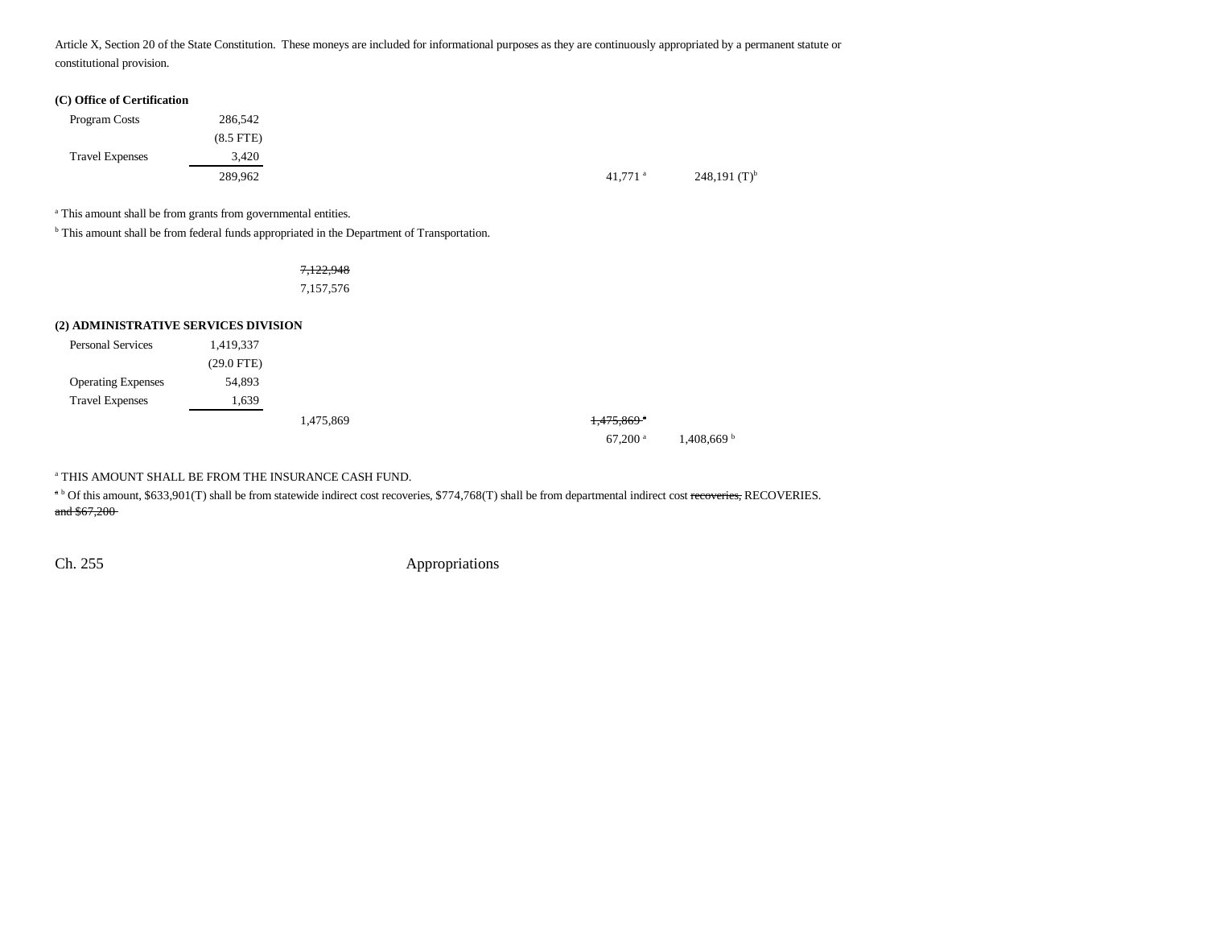Article X, Section 20 of the State Constitution. These moneys are included for informational purposes as they are continuously appropriated by a permanent statute or constitutional provision.

**(C) Office of Certification**

| | | | | |
|---|---|---|---|---|
| Program Costs | 286,542 | | | |
| | (8.5 FTE) | | | |
| Travel Expenses | 3,420 | | | |
| | 289,962 | | 41,771 [a] | 248,191 (T)[b] |

[a] This amount shall be from grants from governmental entities.

[b] This amount shall be from federal funds appropriated in the Department of Transportation.

| | |
|---|---|
| | ~~7,122,948~~ |
| | 7,157,576 |

**(2) ADMINISTRATIVE SERVICES DIVISION**

| | | | | |
|---|---|---|---|---|
| Personal Services | 1,419,337 | | | |
| | (29.0 FTE) | | | |
| Operating Expenses | 54,893 | | | |
| Travel Expenses | 1,639 | | | |
| | | 1,475,869 | ~~1,475,869 [a]~~ | |
| | | | 67,200 [a] | 1,408,669 [b] |

[a] THIS AMOUNT SHALL BE FROM THE INSURANCE CASH FUND.

~~[a]~~ [b] Of this amount, $633,901(T) shall be from statewide indirect cost recoveries, $774,768(T) shall be from departmental indirect cost ~~recoveries,~~ RECOVERIES. ~~and $67,200~~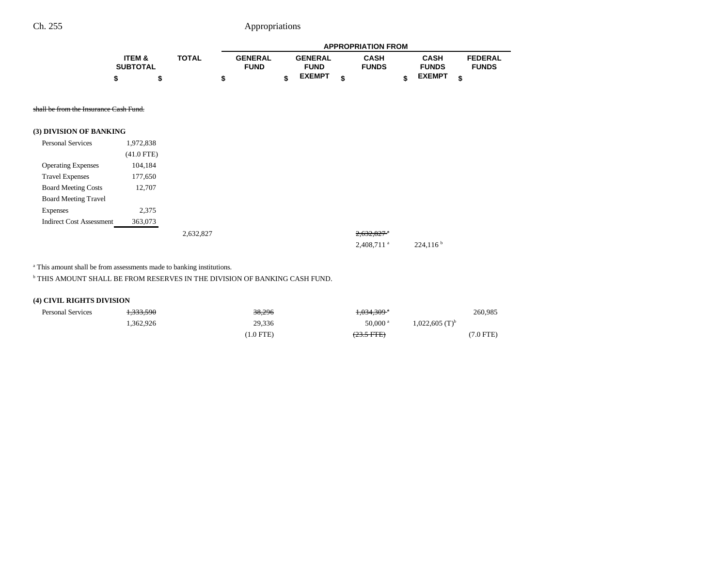| | ITEM & SUBTOTAL | TOTAL | GENERAL FUND | GENERAL FUND EXEMPT | CASH FUNDS | CASH FUNDS EXEMPT | FEDERAL FUNDS |
|---|---|---|---|---|---|---|---|
| | $ | $ | $ | $ | $ | $ | $ |

~~shall be from the Insurance Cash Fund.~~

**(3) DIVISION OF BANKING**

| | ITEM & SUBTOTAL | TOTAL | GENERAL FUND | GENERAL FUND EXEMPT | CASH FUNDS | CASH FUNDS EXEMPT | FEDERAL FUNDS |
|---|---|---|---|---|---|---|---|
| Personal Services | 1,972,838 | | | | | | |
| | (41.0 FTE) | | | | | | |
| Operating Expenses | 104,184 | | | | | | |
| Travel Expenses | 177,650 | | | | | | |
| Board Meeting Costs | 12,707 | | | | | | |
| Board Meeting Travel Expenses | 2,375 | | | | | | |
| Indirect Cost Assessment | 363,073 | | | | | | |
| | | 2,632,827 | | | ~~2,632,827[a]~~ | | |
| | | | | | 2,408,711[a] | 224,116[b] | |

[a] This amount shall be from assessments made to banking institutions.

[b] THIS AMOUNT SHALL BE FROM RESERVES IN THE DIVISION OF BANKING CASH FUND.

**(4) CIVIL RIGHTS DIVISION**

| | ITEM & SUBTOTAL | TOTAL | GENERAL FUND | GENERAL FUND EXEMPT | CASH FUNDS | CASH FUNDS EXEMPT | FEDERAL FUNDS |
|---|---|---|---|---|---|---|---|
| Personal Services | ~~1,333,590~~ | | ~~38,296~~ | | ~~1,034,309[a]~~ | | 260,985 |
| | 1,362,926 | | 29,336 | | 50,000[a] | 1,022,605 (T)[b] | |
| | | | (1.0 FTE) | | ~~(23.5 FTE)~~ | | (7.0 FTE) |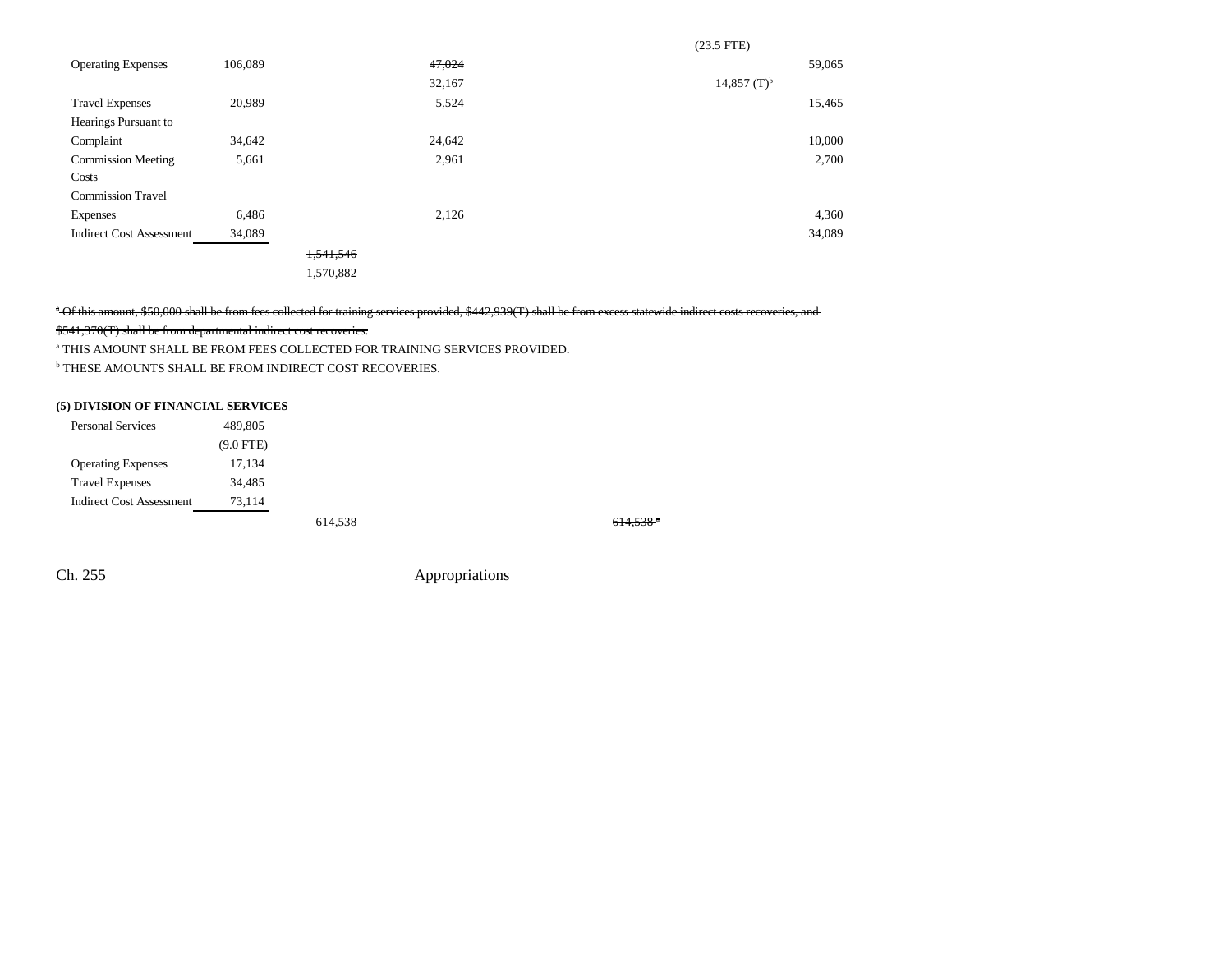| | | | | | | |
|---|---|---|---|---|---|---|
| | | | | | (23.5 FTE) | |
| Operating Expenses | 106,089 | | ~~47,024~~ | | | 59,065 |
| | | | 32,167 | | 14,857 (T)[b] | |
| Travel Expenses | 20,989 | | 5,524 | | | 15,465 |
| Hearings Pursuant to Complaint | 34,642 | | 24,642 | | | 10,000 |
| Commission Meeting Costs | 5,661 | | 2,961 | | | 2,700 |
| Commission Travel Expenses | 6,486 | | 2,126 | | | 4,360 |
| Indirect Cost Assessment | 34,089 | | | | | 34,089 |
| | | ~~1,541,546~~ | | | | |
| | | 1,570,882 | | | | |

~~[a] Of this amount, $50,000 shall be from fees collected for training services provided, $442,939(T) shall be from excess statewide indirect costs recoveries, and $541,370(T) shall be from departmental indirect cost recoveries.~~

[a] THIS AMOUNT SHALL BE FROM FEES COLLECTED FOR TRAINING SERVICES PROVIDED.

[b] THESE AMOUNTS SHALL BE FROM INDIRECT COST RECOVERIES.

**(5) DIVISION OF FINANCIAL SERVICES**

| | | | | |
|---|---|---|---|---|
| Personal Services | 489,805 | | | |
| | (9.0 FTE) | | | |
| Operating Expenses | 17,134 | | | |
| Travel Expenses | 34,485 | | | |
| Indirect Cost Assessment | 73,114 | | | |
| | | 614,538 | | ~~614,538[a]~~ |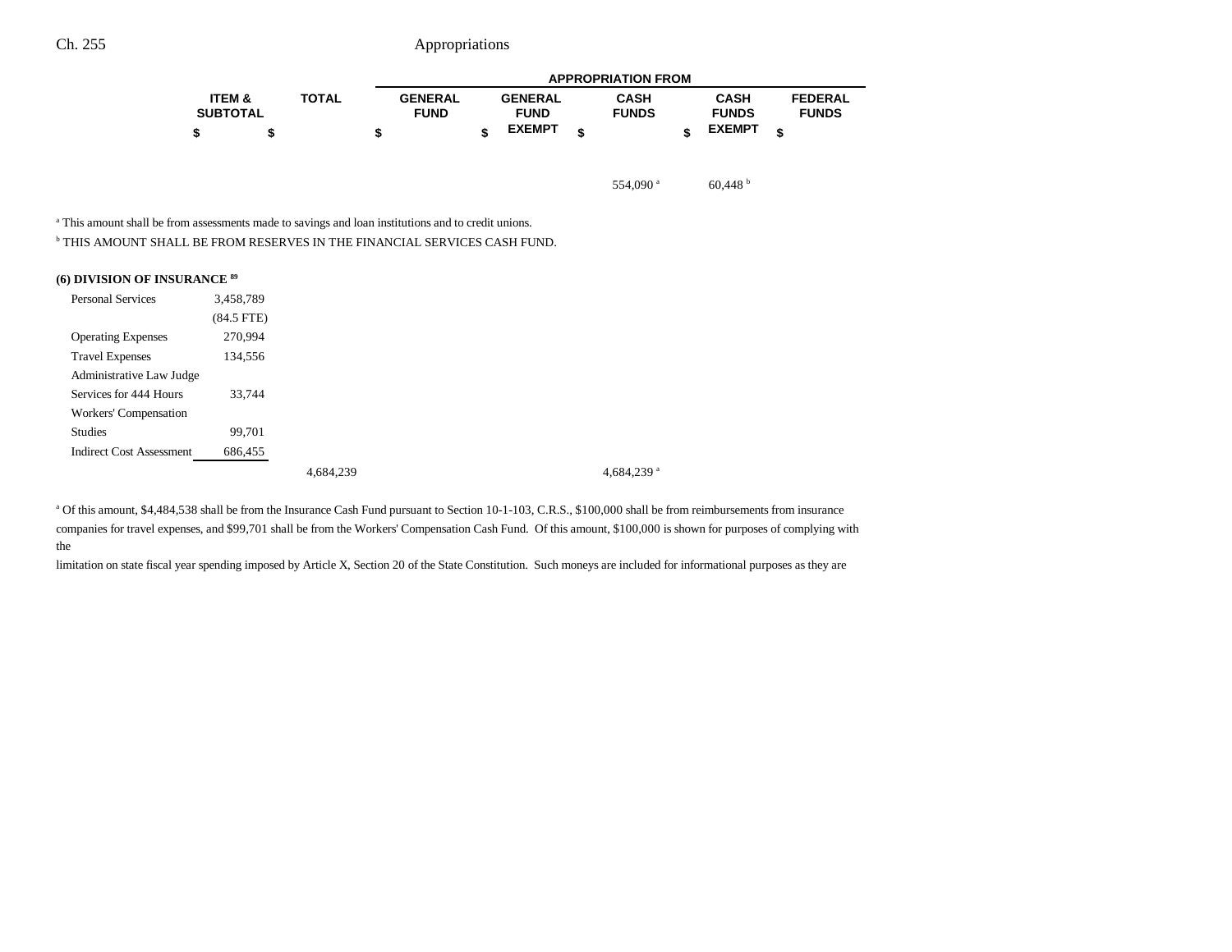| | ITEM & SUBTOTAL | TOTAL | GENERAL FUND | GENERAL FUND EXEMPT | CASH FUNDS | CASH FUNDS EXEMPT | FEDERAL FUNDS |
|---|---|---|---|---|---|---|---|
| | $ | $ | $ | $ | $ | $ | $ |
| | | | | | 554,090[a] | 60,448[b] | |

[a] This amount shall be from assessments made to savings and loan institutions and to credit unions.

[b] THIS AMOUNT SHALL BE FROM RESERVES IN THE FINANCIAL SERVICES CASH FUND.

**(6) DIVISION OF INSURANCE [89]**

| | ITEM & SUBTOTAL | TOTAL | GENERAL FUND | GENERAL FUND EXEMPT | CASH FUNDS | CASH FUNDS EXEMPT | FEDERAL FUNDS |
|---|---|---|---|---|---|---|---|
| Personal Services | 3,458,789 | | | | | | |
| | (84.5 FTE) | | | | | | |
| Operating Expenses | 270,994 | | | | | | |
| Travel Expenses | 134,556 | | | | | | |
| Administrative Law Judge Services for 444 Hours | 33,744 | | | | | | |
| Workers' Compensation Studies | 99,701 | | | | | | |
| Indirect Cost Assessment | 686,455 | | | | | | |
| | | 4,684,239 | | | 4,684,239[a] | | |

[a] Of this amount, $4,484,538 shall be from the Insurance Cash Fund pursuant to Section 10-1-103, C.R.S., $100,000 shall be from reimbursements from insurance companies for travel expenses, and $99,701 shall be from the Workers' Compensation Cash Fund. Of this amount, $100,000 is shown for purposes of complying with the limitation on state fiscal year spending imposed by Article X, Section 20 of the State Constitution. Such moneys are included for informational purposes as they are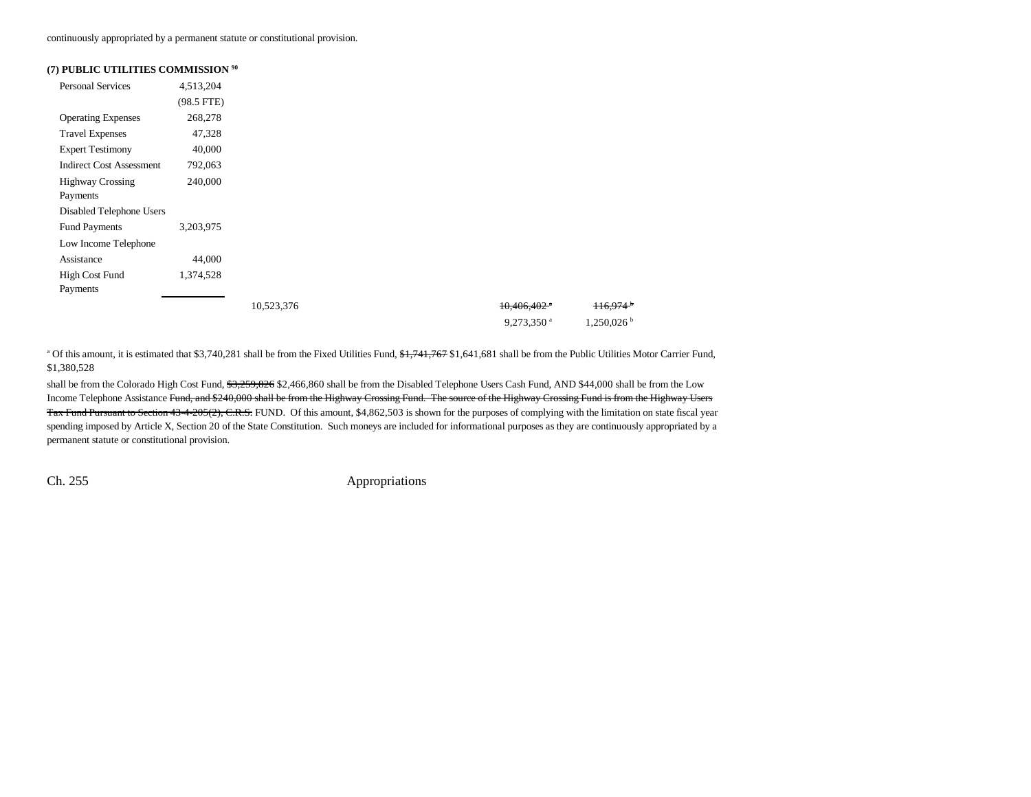continuously appropriated by a permanent statute or constitutional provision.

**(7) PUBLIC UTILITIES COMMISSION** [90]

| | | | | |
|---|---|---|---|---|
| Personal Services | 4,513,204 | | | |
| | (98.5 FTE) | | | |
| Operating Expenses | 268,278 | | | |
| Travel Expenses | 47,328 | | | |
| Expert Testimony | 40,000 | | | |
| Indirect Cost Assessment | 792,063 | | | |
| Highway Crossing Payments | 240,000 | | | |
| Disabled Telephone Users Fund Payments | 3,203,975 | | | |
| Low Income Telephone Assistance | 44,000 | | | |
| High Cost Fund Payments | 1,374,528 | | | |
| | | 10,523,376 | ~~10,406,402~~ [a] | ~~116,974~~ [b] |
| | | | 9,273,350 [a] | 1,250,026 [b] |

[a] Of this amount, it is estimated that $3,740,281 shall be from the Fixed Utilities Fund, ~~$1,741,767~~ $1,641,681 shall be from the Public Utilities Motor Carrier Fund, $1,380,528 shall be from the Colorado High Cost Fund, ~~$3,259,826~~ $2,466,860 shall be from the Disabled Telephone Users Cash Fund, AND $44,000 shall be from the Low Income Telephone Assistance ~~Fund, and $240,000 shall be from the Highway Crossing Fund. The source of the Highway Crossing Fund is from the Highway Users Tax Fund Pursuant to Section 43-4-205(2), C.R.S.~~ FUND. Of this amount, $4,862,503 is shown for the purposes of complying with the limitation on state fiscal year spending imposed by Article X, Section 20 of the State Constitution. Such moneys are included for informational purposes as they are continuously appropriated by a permanent statute or constitutional provision.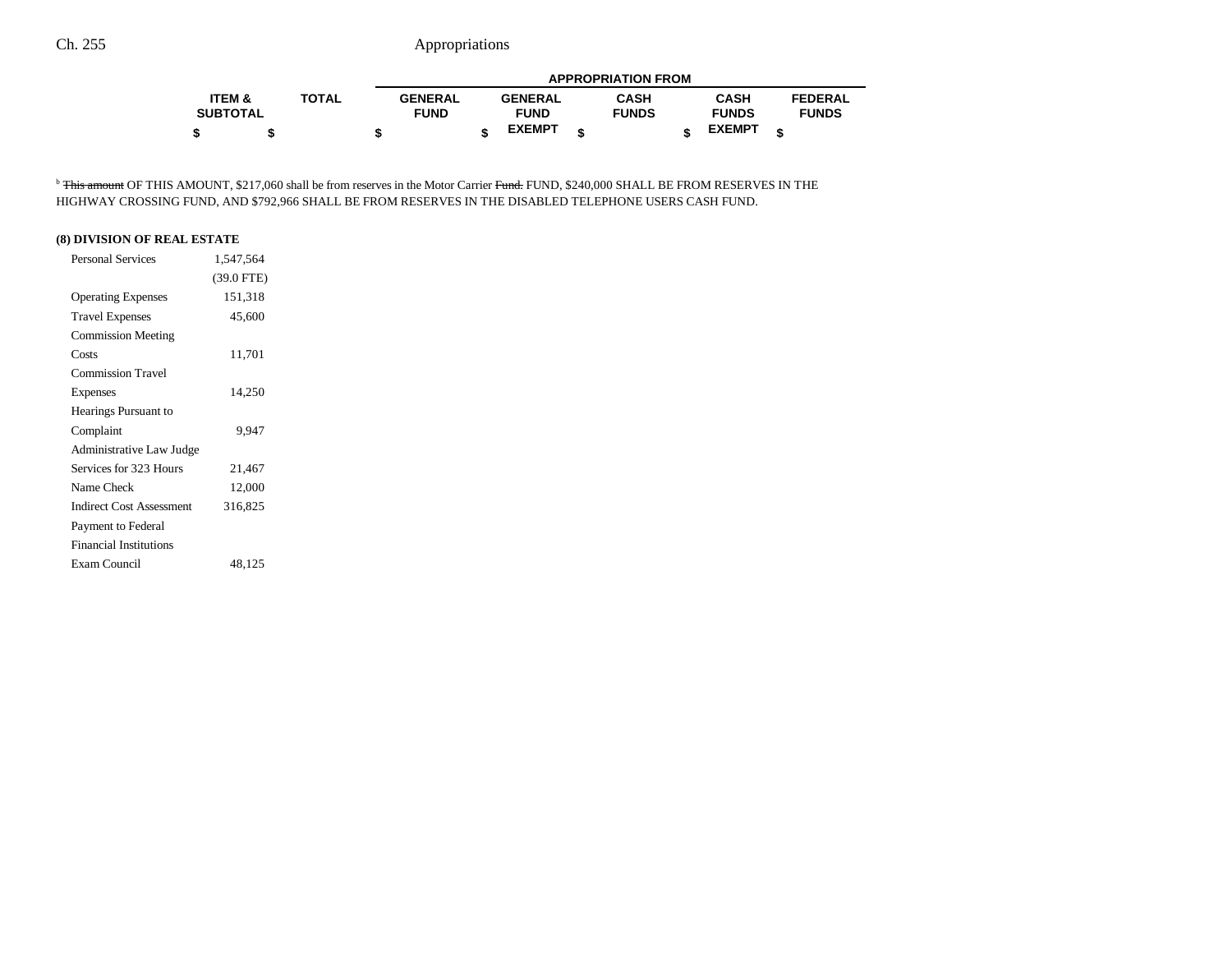| | ITEM & SUBTOTAL | TOTAL | GENERAL FUND | GENERAL FUND EXEMPT | CASH FUNDS | CASH FUNDS EXEMPT | FEDERAL FUNDS |
|---|---|---|---|---|---|---|---|
| | $ | $ | $ | $ | $ | $ | $ |

[b] ~~This amount~~ OF THIS AMOUNT, $217,060 shall be from reserves in the Motor Carrier ~~Fund.~~ FUND, $240,000 SHALL BE FROM RESERVES IN THE HIGHWAY CROSSING FUND, AND $792,966 SHALL BE FROM RESERVES IN THE DISABLED TELEPHONE USERS CASH FUND.

**(8) DIVISION OF REAL ESTATE**

| | ITEM & SUBTOTAL | TOTAL | GENERAL FUND | GENERAL FUND EXEMPT | CASH FUNDS | CASH FUNDS EXEMPT | FEDERAL FUNDS |
|---|---|---|---|---|---|---|---|
| Personal Services | 1,547,564 | | | | | | |
| | (39.0 FTE) | | | | | | |
| Operating Expenses | 151,318 | | | | | | |
| Travel Expenses | 45,600 | | | | | | |
| Commission Meeting Costs | 11,701 | | | | | | |
| Commission Travel Expenses | 14,250 | | | | | | |
| Hearings Pursuant to Complaint | 9,947 | | | | | | |
| Administrative Law Judge Services for 323 Hours | 21,467 | | | | | | |
| Name Check | 12,000 | | | | | | |
| Indirect Cost Assessment | 316,825 | | | | | | |
| Payment to Federal Financial Institutions Exam Council | 48,125 | | | | | | |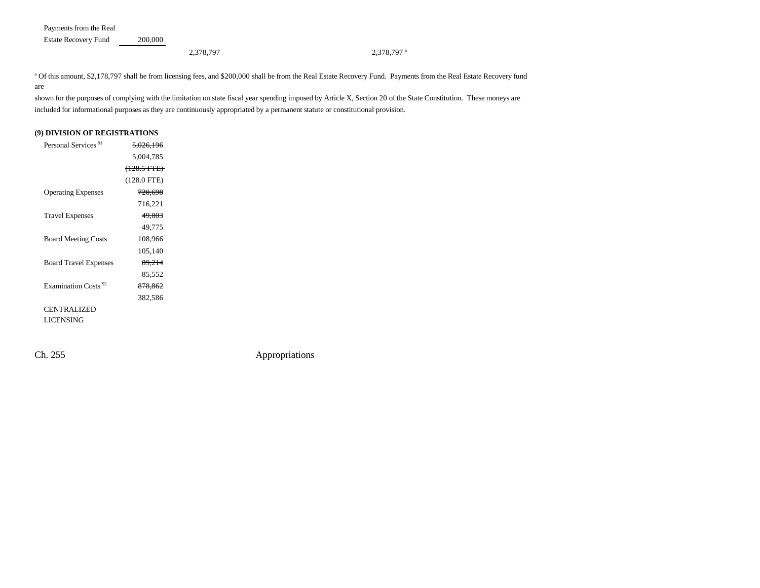| | | | |
|---|---|---|---|
| Payments from the Real Estate Recovery Fund | 200,000 | | |
| | | 2,378,797 | 2,378,797[a] |

[a] Of this amount, $2,178,797 shall be from licensing fees, and $200,000 shall be from the Real Estate Recovery Fund. Payments from the Real Estate Recovery fund are shown for the purposes of complying with the limitation on state fiscal year spending imposed by Article X, Section 20 of the State Constitution. These moneys are included for informational purposes as they are continuously appropriated by a permanent statute or constitutional provision.

**(9) DIVISION OF REGISTRATIONS**

| | |
|---|---|
| Personal Services [91] | ~~5,026,196~~ |
| | 5,004,785 |
| | ~~(128.5 FTE)~~ |
| | (128.0 FTE) |
| Operating Expenses | ~~720,698~~ |
| | 716,221 |
| Travel Expenses | ~~49,803~~ |
| | 49,775 |
| Board Meeting Costs | ~~108,966~~ |
| | 105,140 |
| Board Travel Expenses | ~~89,214~~ |
| | 85,552 |
| Examination Costs [92] | ~~878,862~~ |
| | 382,586 |
| CENTRALIZED LICENSING | |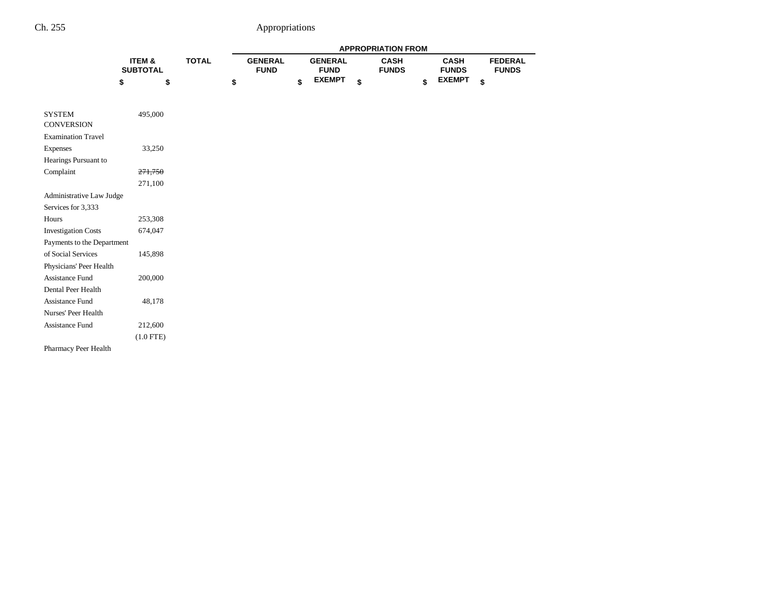| | ITEM & SUBTOTAL | TOTAL | APPROPRIATION FROM | | | | |
|---|---|---|---|---|---|---|---|
| | | | GENERAL FUND | GENERAL FUND EXEMPT | CASH FUNDS | CASH FUNDS EXEMPT | FEDERAL FUNDS |
| | $ | $ | $ | $ | $ | $ | $ |
| SYSTEM CONVERSION | 495,000 | | | | | | |
| Examination Travel Expenses | 33,250 | | | | | | |
| Hearings Pursuant to Complaint | ~~271,750~~ 271,100 | | | | | | |
| Administrative Law Judge Services for 3,333 Hours | 253,308 | | | | | | |
| Investigation Costs | 674,047 | | | | | | |
| Payments to the Department of Social Services | 145,898 | | | | | | |
| Physicians' Peer Health Assistance Fund | 200,000 | | | | | | |
| Dental Peer Health Assistance Fund | 48,178 | | | | | | |
| Nurses' Peer Health Assistance Fund | 212,600 (1.0 FTE) | | | | | | |
| Pharmacy Peer Health | | | | | | | |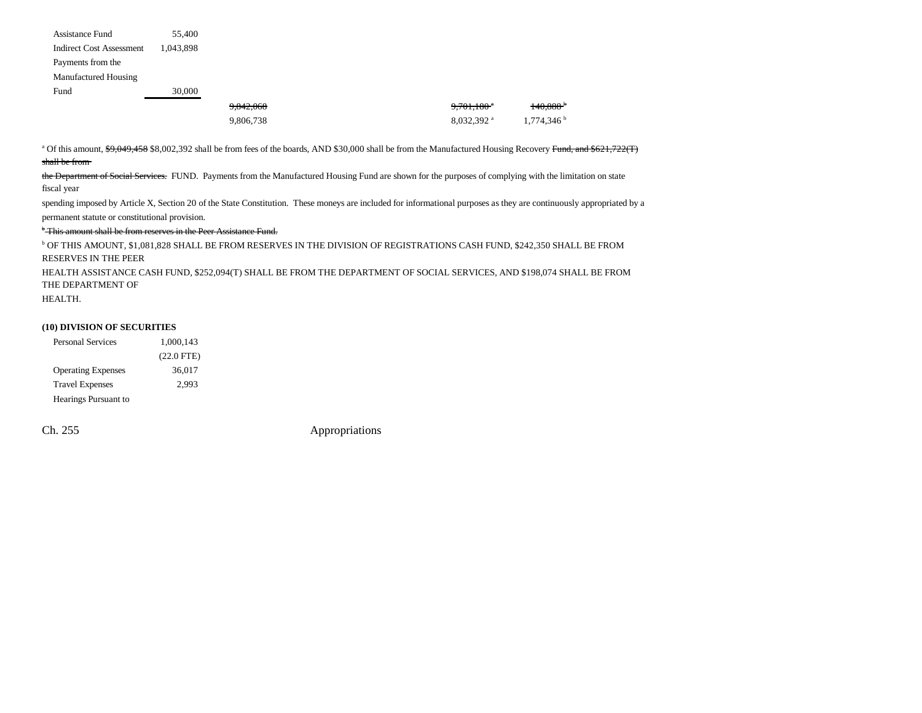| | | | | |
|---|---|---|---|---|
| Assistance Fund | 55,400 | | | |
| Indirect Cost Assessment | 1,043,898 | | | |
| Payments from the Manufactured Housing Fund | 30,000 | | | |
| | | ~~9,842,060~~ | ~~9,701,180~~ [a] | ~~140,880~~ [b] |
| | | 9,806,738 | 8,032,392 [a] | 1,774,346 [b] |

[a] Of this amount, ~~$9,049,458~~ $8,002,392 shall be from fees of the boards, AND $30,000 shall be from the Manufactured Housing Recovery ~~Fund, and $621,722(T) shall be from the Department of Social Services.~~ FUND. Payments from the Manufactured Housing Fund are shown for the purposes of complying with the limitation on state fiscal year spending imposed by Article X, Section 20 of the State Constitution. These moneys are included for informational purposes as they are continuously appropriated by a permanent statute or constitutional provision.

~~[b] This amount shall be from reserves in the Peer Assistance Fund.~~

[b] OF THIS AMOUNT, $1,081,828 SHALL BE FROM RESERVES IN THE DIVISION OF REGISTRATIONS CASH FUND, $242,350 SHALL BE FROM RESERVES IN THE PEER HEALTH ASSISTANCE CASH FUND, $252,094(T) SHALL BE FROM THE DEPARTMENT OF SOCIAL SERVICES, AND $198,074 SHALL BE FROM THE DEPARTMENT OF HEALTH.

**(10) DIVISION OF SECURITIES**

| | |
|---|---|
| Personal Services | 1,000,143 |
| | (22.0 FTE) |
| Operating Expenses | 36,017 |
| Travel Expenses | 2,993 |
| Hearings Pursuant to | |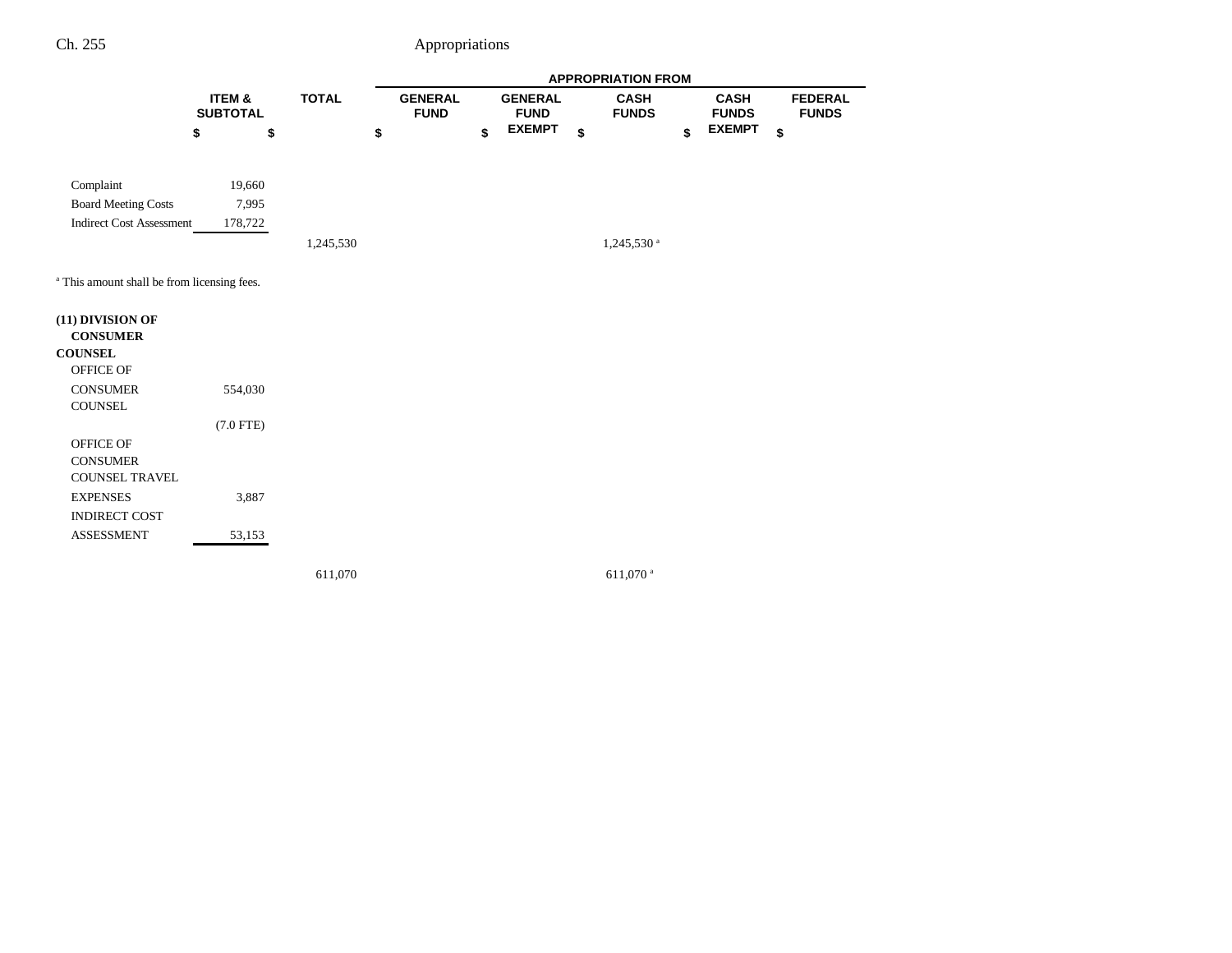| | ITEM & SUBTOTAL | TOTAL | APPROPRIATION FROM | | | | |
|---|---|---|---|---|---|---|---|
| | | | GENERAL FUND | GENERAL FUND EXEMPT | CASH FUNDS | CASH FUNDS EXEMPT | FEDERAL FUNDS |
| | $ | $ | $ | $ | $ | $ | $ |
| Complaint | 19,660 | | | | | | |
| Board Meeting Costs | 7,995 | | | | | | |
| Indirect Cost Assessment | 178,722 | | | | | | |
| | | 1,245,530 | | | 1,245,530[a] | | |

[a] This amount shall be from licensing fees.

| | ITEM & SUBTOTAL | TOTAL | GENERAL FUND | GENERAL FUND EXEMPT | CASH FUNDS | CASH FUNDS EXEMPT | FEDERAL FUNDS |
|---|---|---|---|---|---|---|---|
| **(11) DIVISION OF CONSUMER COUNSEL** | | | | | | | |
| OFFICE OF CONSUMER COUNSEL | 554,030 | | | | | | |
| | (7.0 FTE) | | | | | | |
| OFFICE OF CONSUMER COUNSEL TRAVEL EXPENSES | 3,887 | | | | | | |
| INDIRECT COST ASSESSMENT | 53,153 | | | | | | |
| | | 611,070 | | | 611,070[a] | | |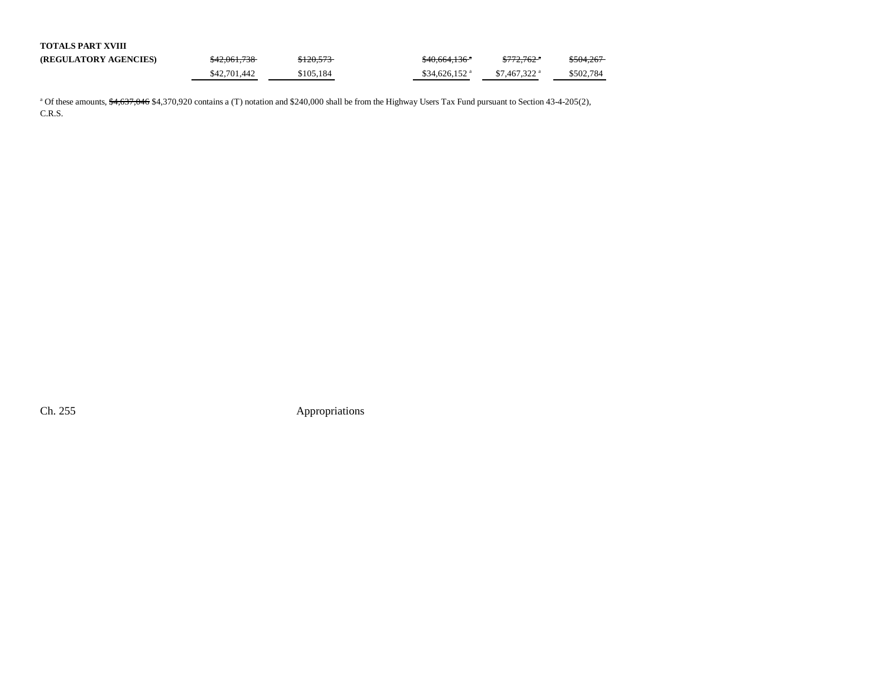| | | | | | | |
|---|---|---|---|---|---|---|
| **TOTALS PART XVIII** | | | | | | |
| **(REGULATORY AGENCIES)** | ~~$42,061,738~~ | ~~$120,573~~ | | ~~$40,664,136~~ [a] | ~~$772,762~~ [a] | ~~$504,267~~ |
| | $42,701,442 | $105,184 | | $34,626,152 [a] | $7,467,322 [a] | $502,784 |

[a] Of these amounts, ~~$4,637,046~~ $4,370,920 contains a (T) notation and $240,000 shall be from the Highway Users Tax Fund pursuant to Section 43-4-205(2), C.R.S.

Ch. 255 Appropriations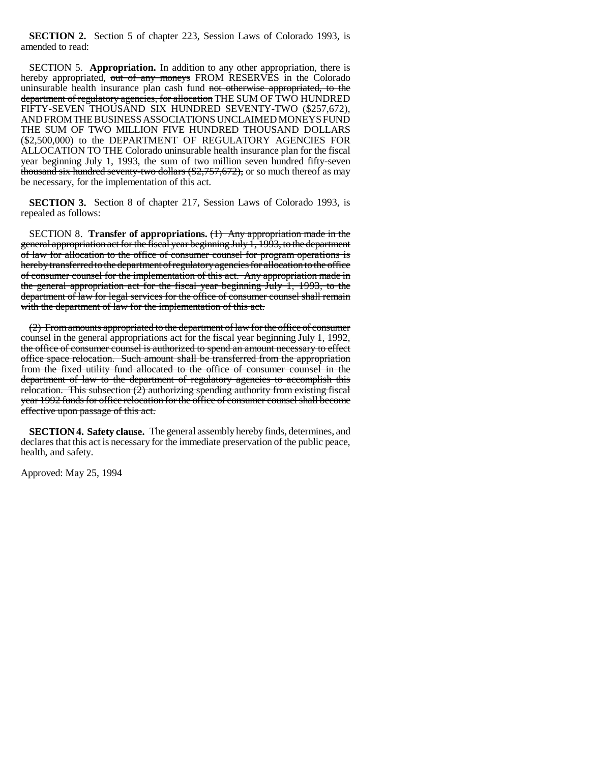**SECTION 2.** Section 5 of chapter 223, Session Laws of Colorado 1993, is amended to read:

SECTION 5. **Appropriation.** In addition to any other appropriation, there is hereby appropriated, ~~out of any moneys~~ FROM RESERVES in the Colorado uninsurable health insurance plan cash fund ~~not otherwise appropriated, to the department of regulatory agencies, for allocation~~ THE SUM OF TWO HUNDRED FIFTY-SEVEN THOUSAND SIX HUNDRED SEVENTY-TWO ($257,672), AND FROM THE BUSINESS ASSOCIATIONS UNCLAIMED MONEYS FUND THE SUM OF TWO MILLION FIVE HUNDRED THOUSAND DOLLARS ($2,500,000) to the DEPARTMENT OF REGULATORY AGENCIES FOR ALLOCATION TO THE Colorado uninsurable health insurance plan for the fiscal year beginning July 1, 1993, ~~the sum of two million seven hundred fifty-seven thousand six hundred seventy-two dollars ($2,757,672),~~ or so much thereof as may be necessary, for the implementation of this act.

**SECTION 3.** Section 8 of chapter 217, Session Laws of Colorado 1993, is repealed as follows:

SECTION 8. **Transfer of appropriations.** ~~(1) Any appropriation made in the general appropriation act for the fiscal year beginning July 1, 1993, to the department of law for allocation to the office of consumer counsel for program operations is hereby transferred to the department of regulatory agencies for allocation to the office of consumer counsel for the implementation of this act. Any appropriation made in the general appropriation act for the fiscal year beginning July 1, 1993, to the department of law for legal services for the office of consumer counsel shall remain with the department of law for the implementation of this act.~~

~~(2) From amounts appropriated to the department of law for the office of consumer counsel in the general appropriations act for the fiscal year beginning July 1, 1992, the office of consumer counsel is authorized to spend an amount necessary to effect office space relocation. Such amount shall be transferred from the appropriation from the fixed utility fund allocated to the office of consumer counsel in the department of law to the department of regulatory agencies to accomplish this relocation. This subsection (2) authorizing spending authority from existing fiscal year 1992 funds for office relocation for the office of consumer counsel shall become effective upon passage of this act.~~

**SECTION 4. Safety clause.** The general assembly hereby finds, determines, and declares that this act is necessary for the immediate preservation of the public peace, health, and safety.

Approved: May 25, 1994